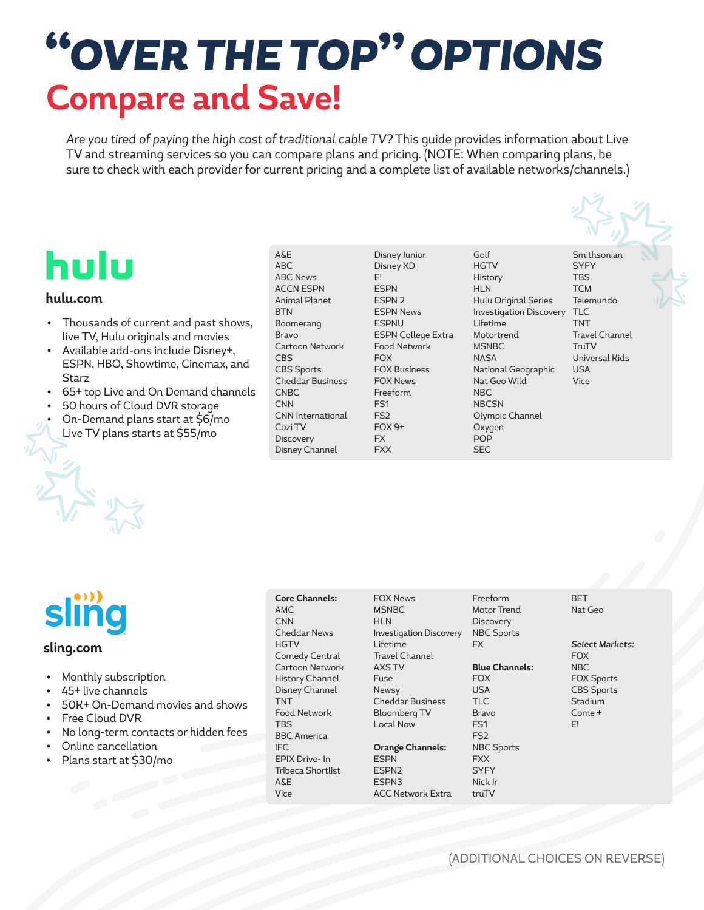# "OVER THE TOP" OPTIONS

## Compare and Save!

*Are you tired of paying the high cost of traditional cable TV?* This guide provides information about Live TV and streaming services so you can compare plans and pricing. (NOTE: When comparing plans, be sure to check with each provider for current pricing and a complete list of available networks/channels.)

## hulu

**hulu.com**

- Thousands of current and past shows, live TV, Hulu originals and movies
- Available add-ons include Disney+, ESPN, HBO, Showtime, Cinemax, and Starz
- 65+ top Live and On Demand channels
- 50 hours of Cloud DVR storage
- On-Demand plans start at $6/mo
- Live TV plans starts at $55/mo

A&E
ABC
ABC News
ACCN ESPN
Animal Planet
BTN
Boomerang
Bravo
Cartoon Network
CBS
CBS Sports
Cheddar Business
CNBC
CNN
CNN International
Cozi TV
Discovery
Disney Channel
Disney Junior
Disney XD
E!
ESPN
ESPN 2
ESPN News
ESPNU
ESPN College Extra
Food Network
FOX
FOX Business
FOX News
Freeform
FS1
FS2
FOX 9+
FX
FXX
Golf
HGTV
History
HLN
Hulu Original Series
Investigation Discovery
Lifetime
Motortrend
MSNBC
NASA
National Geographic
Nat Geo Wild
NBC
NBCSN
Olympic Channel
Oxygen
POP
SEC
Smithsonian
SYFY
TBS
TCM
Telemundo
TLC
TNT
Travel Channel
TruTV
Universal Kids
USA
Vice

## sling

**sling.com**

- Monthly subscription
- 45+ live channels
- 50K+ On-Demand movies and shows
- Free Cloud DVR
- No long-term contacts or hidden fees
- Online cancellation
- Plans start at $30/mo

**Core Channels:**
AMC
CNN
Cheddar News
HGTV
Comedy Central
Cartoon Network
History Channel
Disney Channel
TNT
Food Network
TBS
BBC America
IFC
EPIX Drive- In
Tribeca Shortlist
A&E
Vice
FOX News
MSNBC
HLN
Investigation Discovery
Lifetime
Travel Channel
AXS TV
Fuse
Newsy
Cheddar Business
Bloomberg TV
Local Now

**Orange Channels:**
ESPN
ESPN2
ESPN3
ACC Network Extra

Freeform
Motor Trend
Discovery
NBC Sports
FX

**Blue Channels:**
FOX
USA
TLC
Bravo
FS1
FS2
NBC Sports
FXX
SYFY
Nick Jr
truTV
BET
Nat Geo

*Select Markets:*
FOX
NBC
FOX Sports
CBS Sports
Stadium
Come +
E!

(ADDITIONAL CHOICES ON REVERSE)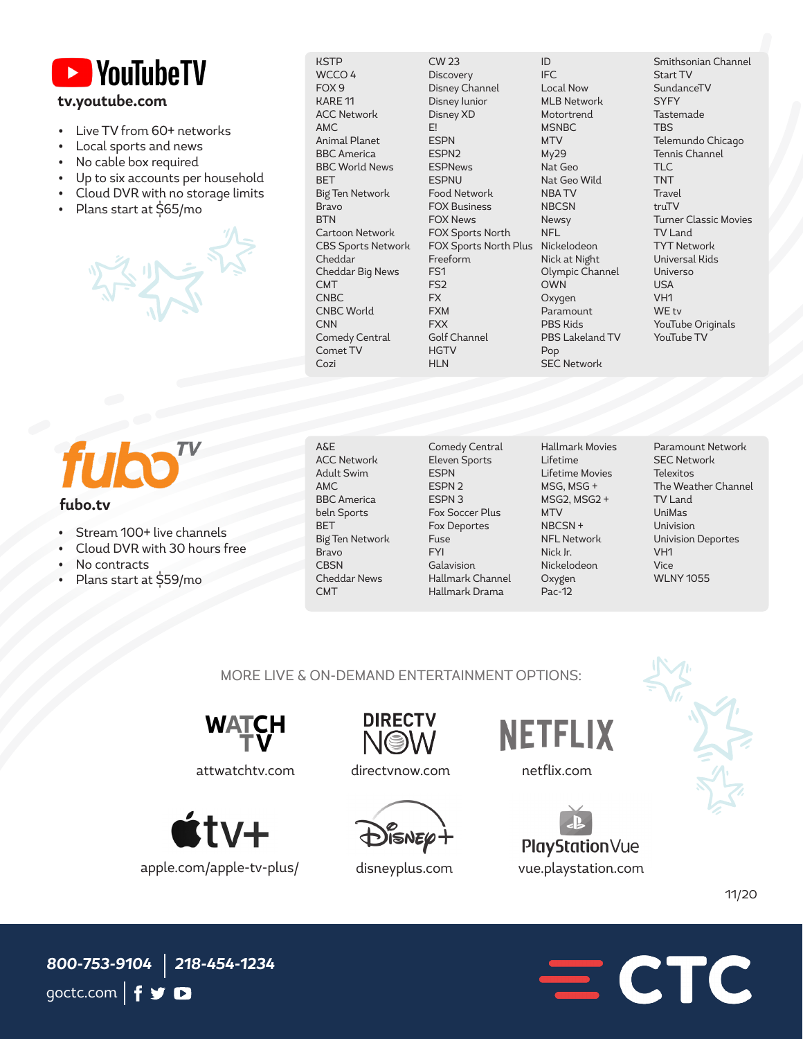# YouTubeTV

**tv.youtube.com**

- Live TV from 60+ networks
- Local sports and news
- No cable box required
- Up to six accounts per household
- Cloud DVR with no storage limits
- Plans start at $65/mo

| | | | |
|---|---|---|---|
| KSTP | CW 23 | ID | Smithsonian Channel |
| WCCO 4 | Discovery | IFC | Start TV |
| FOX 9 | Disney Channel | Local Now | SundanceTV |
| KARE 11 | Disney Junior | MLB Network | SYFY |
| ACC Network | Disney XD | Motortrend | Tastemade |
| AMC | E! | MSNBC | TBS |
| Animal Planet | ESPN | MTV | Telemundo Chicago |
| BBC America | ESPN2 | My29 | Tennis Channel |
| BBC World News | ESPNews | Nat Geo | TLC |
| BET | ESPNU | Nat Geo Wild | TNT |
| Big Ten Network | Food Network | NBA TV | Travel |
| Bravo | FOX Business | NBCSN | truTV |
| BTN | FOX News | Newsy | Turner Classic Movies |
| Cartoon Network | FOX Sports North | NFL | TV Land |
| CBS Sports Network | FOX Sports North Plus | Nickelodeon | TYT Network |
| Cheddar | Freeform | Nick at Night | Universal Kids |
| Cheddar Big News | FS1 | Olympic Channel | Universo |
| CMT | FS2 | OWN | USA |
| CNBC | FX | Oxygen | VH1 |
| CNBC World | FXM | Paramount | WE tv |
| CNN | FXX | PBS Kids | YouTube Originals |
| Comedy Central | Golf Channel | PBS Lakeland TV | YouTube TV |
| Comet TV | HGTV | Pop | |
| Cozi | HLN | SEC Network | |

# fuboTV

**fubo.tv**

- Stream 100+ live channels
- Cloud DVR with 30 hours free
- No contracts
- Plans start at $59/mo

| | | | |
|---|---|---|---|
| A&E | Comedy Central | Hallmark Movies | Paramount Network |
| ACC Network | Eleven Sports | Lifetime | SEC Network |
| Adult Swim | ESPN | Lifetime Movies | Telexitos |
| AMC | ESPN 2 | MSG, MSG + | The Weather Channel |
| BBC America | ESPN 3 | MSG2, MSG2 + | TV Land |
| beIn Sports | Fox Soccer Plus | MTV | UniMas |
| BET | Fox Deportes | NBCSN + | Univision |
| Big Ten Network | Fuse | NFL Network | Univision Deportes |
| Bravo | FYI | Nick Jr. | VH1 |
| CBSN | Galavision | Nickelodeon | Vice |
| Cheddar News | Hallmark Channel | Oxygen | WLNY 1055 |
| CMT | Hallmark Drama | Pac-12 | |

## MORE LIVE & ON-DEMAND ENTERTAINMENT OPTIONS:

WATCH TV
attwatchtv.com

DIRECTV NOW
directvnow.com

NETFLIX
netflix.com

tv+
apple.com/apple-tv-plus/

Disney+
disneyplus.com

PlayStation Vue
vue.playstation.com

11/20

**800-753-9104** | **218-454-1234**

goctc.com

CTC